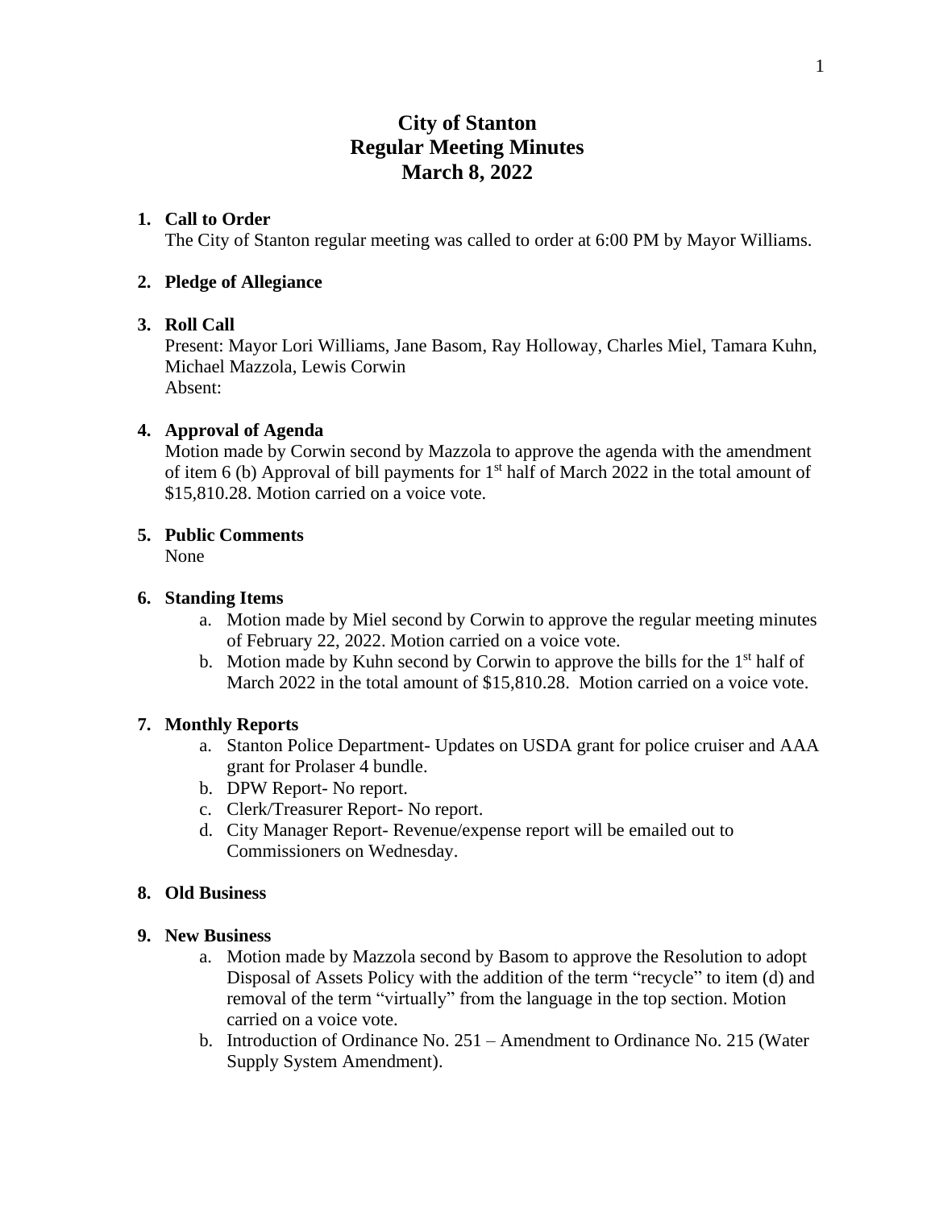# City of Stanton
# Regular Meeting Minutes
# March 8, 2022

1. **Call to Order**
   The City of Stanton regular meeting was called to order at 6:00 PM by Mayor Williams.

2. **Pledge of Allegiance**

3. **Roll Call**
   Present: Mayor Lori Williams, Jane Basom, Ray Holloway, Charles Miel, Tamara Kuhn, Michael Mazzola, Lewis Corwin
   Absent:

4. **Approval of Agenda**
   Motion made by Corwin second by Mazzola to approve the agenda with the amendment of item 6 (b) Approval of bill payments for 1st half of March 2022 in the total amount of $15,810.28. Motion carried on a voice vote.

5. **Public Comments**
   None

6. **Standing Items**
   a. Motion made by Miel second by Corwin to approve the regular meeting minutes of February 22, 2022. Motion carried on a voice vote.
   b. Motion made by Kuhn second by Corwin to approve the bills for the 1st half of March 2022 in the total amount of $15,810.28. Motion carried on a voice vote.

7. **Monthly Reports**
   a. Stanton Police Department- Updates on USDA grant for police cruiser and AAA grant for Prolaser 4 bundle.
   b. DPW Report- No report.
   c. Clerk/Treasurer Report- No report.
   d. City Manager Report- Revenue/expense report will be emailed out to Commissioners on Wednesday.

8. **Old Business**

9. **New Business**
   a. Motion made by Mazzola second by Basom to approve the Resolution to adopt Disposal of Assets Policy with the addition of the term "recycle" to item (d) and removal of the term "virtually" from the language in the top section. Motion carried on a voice vote.
   b. Introduction of Ordinance No. 251 – Amendment to Ordinance No. 215 (Water Supply System Amendment).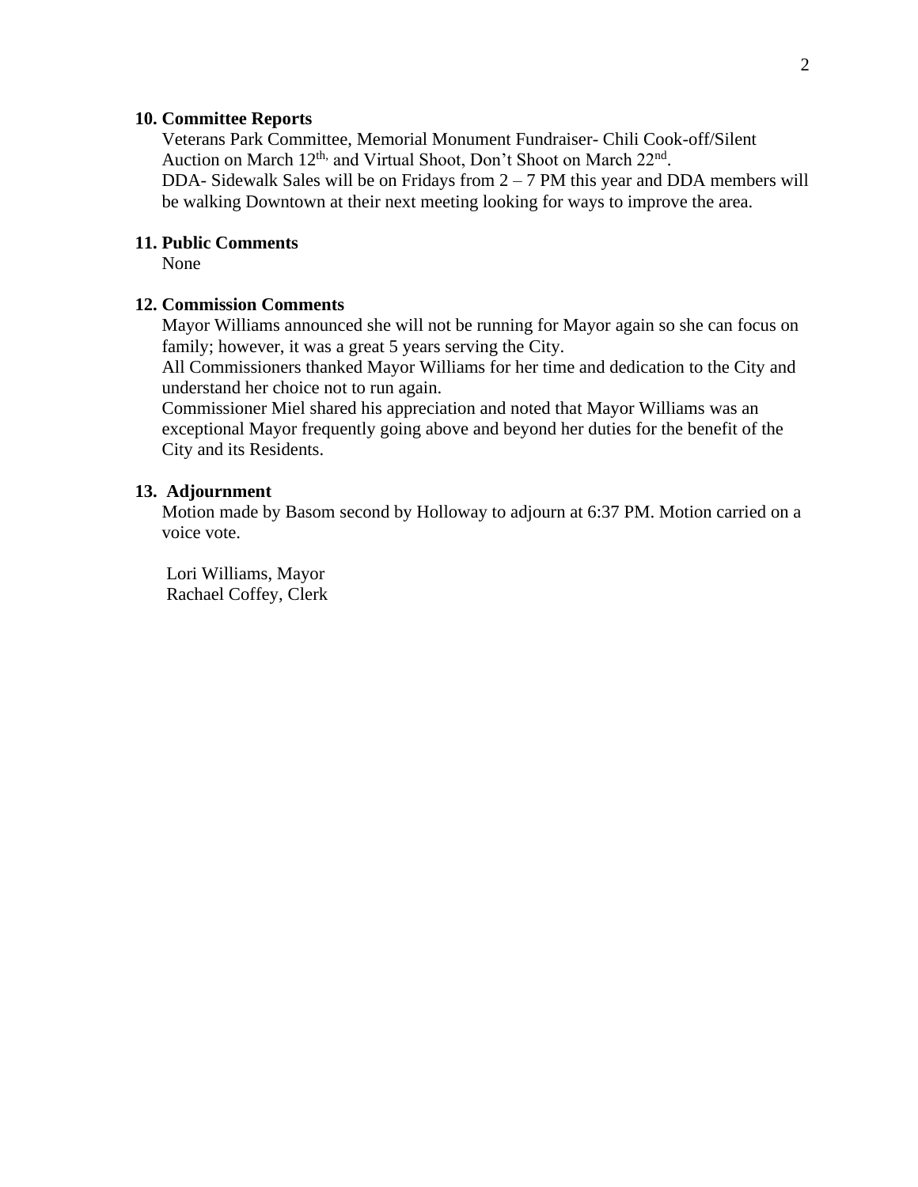**10. Committee Reports**

Veterans Park Committee, Memorial Monument Fundraiser- Chili Cook-off/Silent Auction on March 12th, and Virtual Shoot, Don't Shoot on March 22nd.
DDA- Sidewalk Sales will be on Fridays from 2 – 7 PM this year and DDA members will be walking Downtown at their next meeting looking for ways to improve the area.

**11. Public Comments**

None

**12. Commission Comments**

Mayor Williams announced she will not be running for Mayor again so she can focus on family; however, it was a great 5 years serving the City.
All Commissioners thanked Mayor Williams for her time and dedication to the City and understand her choice not to run again.
Commissioner Miel shared his appreciation and noted that Mayor Williams was an exceptional Mayor frequently going above and beyond her duties for the benefit of the City and its Residents.

**13. Adjournment**

Motion made by Basom second by Holloway to adjourn at 6:37 PM. Motion carried on a voice vote.

Lori Williams, Mayor
Rachael Coffey, Clerk